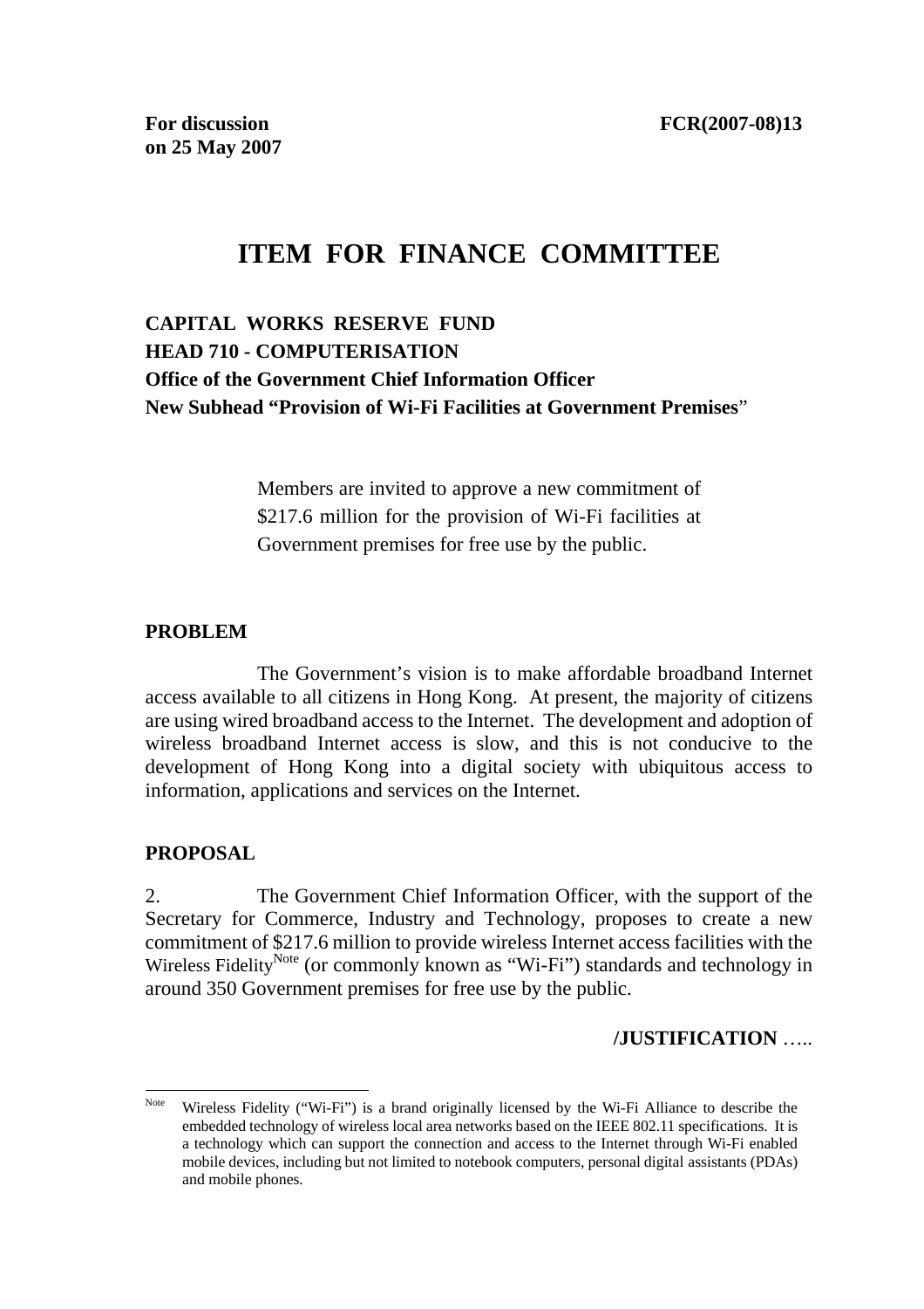**For discussion on 25 May 2007**

**FCR(2007-08)13**

# ITEM FOR FINANCE COMMITTEE

**CAPITAL WORKS RESERVE FUND**
**HEAD 710 - COMPUTERISATION**
**Office of the Government Chief Information Officer**
**New Subhead "Provision of Wi-Fi Facilities at Government Premises"**

> Members are invited to approve a new commitment of $217.6 million for the provision of Wi-Fi facilities at Government premises for free use by the public.

## PROBLEM

The Government's vision is to make affordable broadband Internet access available to all citizens in Hong Kong. At present, the majority of citizens are using wired broadband access to the Internet. The development and adoption of wireless broadband Internet access is slow, and this is not conducive to the development of Hong Kong into a digital society with ubiquitous access to information, applications and services on the Internet.

## PROPOSAL

2. The Government Chief Information Officer, with the support of the Secretary for Commerce, Industry and Technology, proposes to create a new commitment of $217.6 million to provide wireless Internet access facilities with the Wireless Fidelity[Note] (or commonly known as "Wi-Fi") standards and technology in around 350 Government premises for free use by the public.

/JUSTIFICATION …..

---

[Note] Wireless Fidelity ("Wi-Fi") is a brand originally licensed by the Wi-Fi Alliance to describe the embedded technology of wireless local area networks based on the IEEE 802.11 specifications. It is a technology which can support the connection and access to the Internet through Wi-Fi enabled mobile devices, including but not limited to notebook computers, personal digital assistants (PDAs) and mobile phones.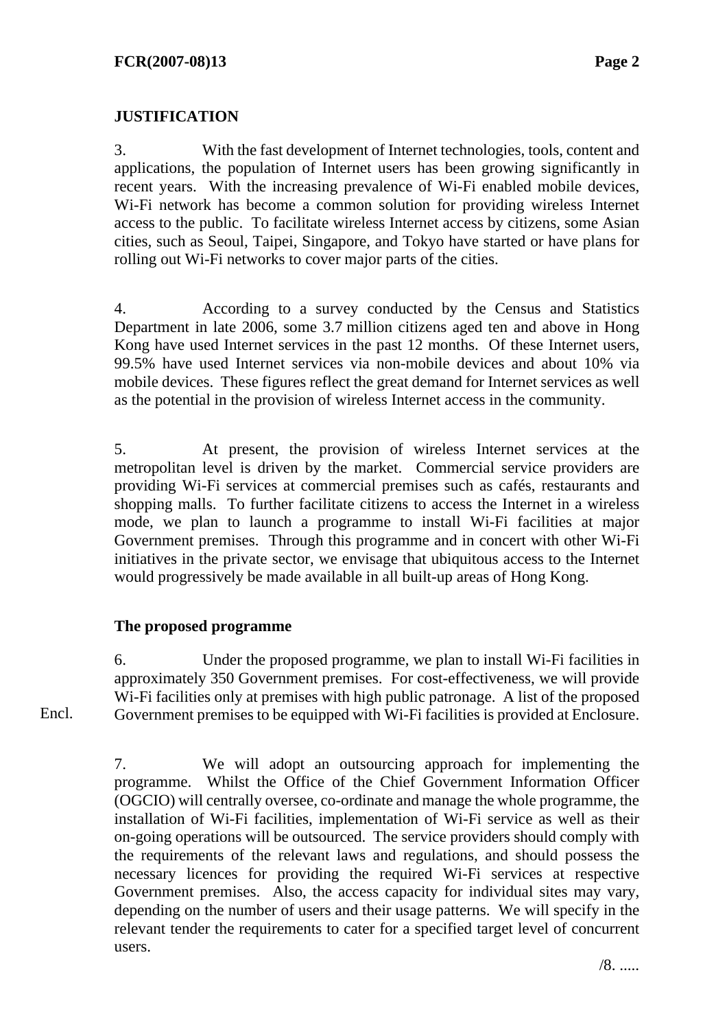## JUSTIFICATION

3. With the fast development of Internet technologies, tools, content and applications, the population of Internet users has been growing significantly in recent years. With the increasing prevalence of Wi-Fi enabled mobile devices, Wi-Fi network has become a common solution for providing wireless Internet access to the public. To facilitate wireless Internet access by citizens, some Asian cities, such as Seoul, Taipei, Singapore, and Tokyo have started or have plans for rolling out Wi-Fi networks to cover major parts of the cities.

4. According to a survey conducted by the Census and Statistics Department in late 2006, some 3.7 million citizens aged ten and above in Hong Kong have used Internet services in the past 12 months. Of these Internet users, 99.5% have used Internet services via non-mobile devices and about 10% via mobile devices. These figures reflect the great demand for Internet services as well as the potential in the provision of wireless Internet access in the community.

5. At present, the provision of wireless Internet services at the metropolitan level is driven by the market. Commercial service providers are providing Wi-Fi services at commercial premises such as cafés, restaurants and shopping malls. To further facilitate citizens to access the Internet in a wireless mode, we plan to launch a programme to install Wi-Fi facilities at major Government premises. Through this programme and in concert with other Wi-Fi initiatives in the private sector, we envisage that ubiquitous access to the Internet would progressively be made available in all built-up areas of Hong Kong.

### The proposed programme

6. Under the proposed programme, we plan to install Wi-Fi facilities in approximately 350 Government premises. For cost-effectiveness, we will provide Wi-Fi facilities only at premises with high public patronage. A list of the proposed Government premises to be equipped with Wi-Fi facilities is provided at Enclosure. (Encl.)

7. We will adopt an outsourcing approach for implementing the programme. Whilst the Office of the Chief Government Information Officer (OGCIO) will centrally oversee, co-ordinate and manage the whole programme, the installation of Wi-Fi facilities, implementation of Wi-Fi service as well as their on-going operations will be outsourced. The service providers should comply with the requirements of the relevant laws and regulations, and should possess the necessary licences for providing the required Wi-Fi services at respective Government premises. Also, the access capacity for individual sites may vary, depending on the number of users and their usage patterns. We will specify in the relevant tender the requirements to cater for a specified target level of concurrent users.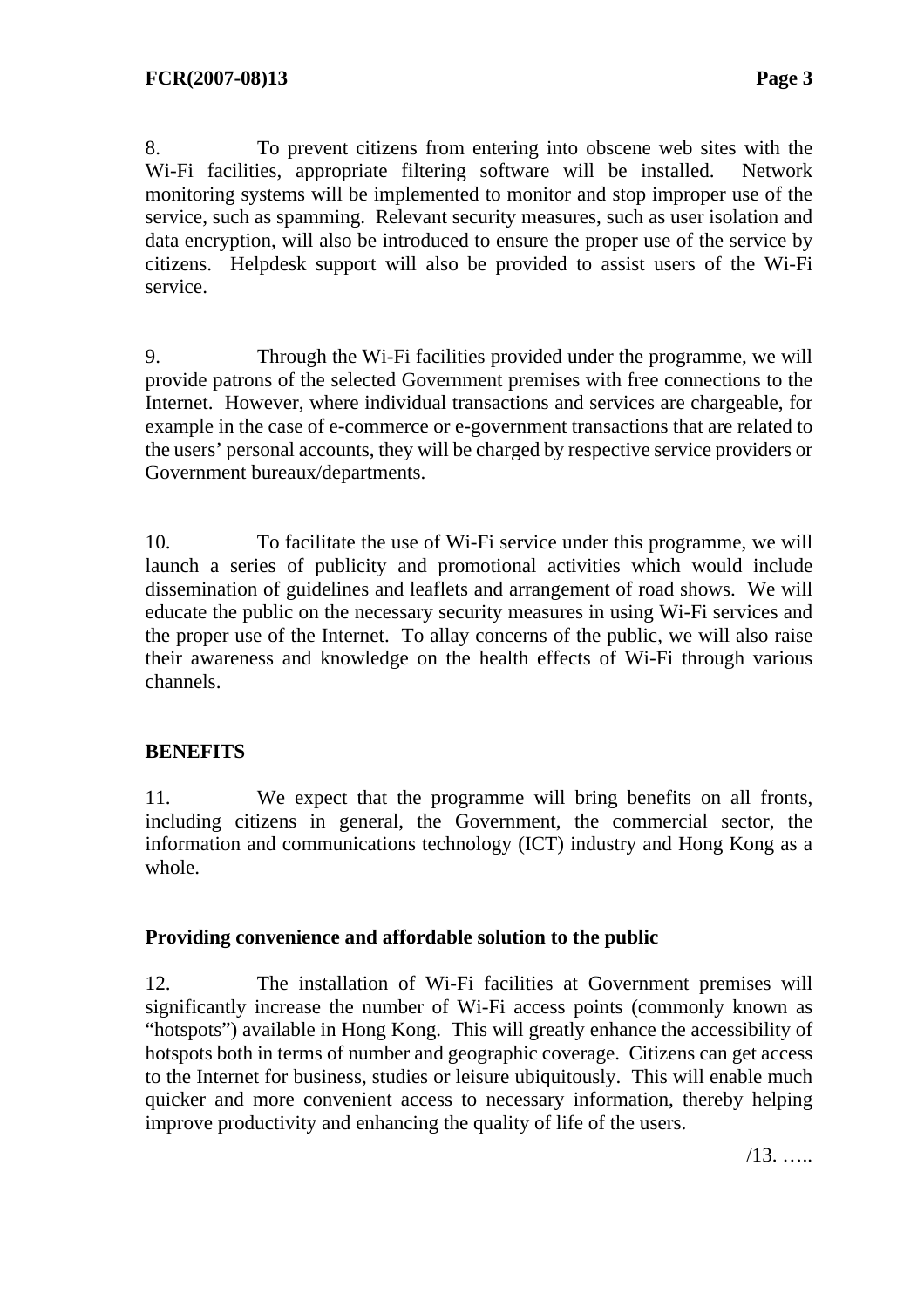8. To prevent citizens from entering into obscene web sites with the Wi-Fi facilities, appropriate filtering software will be installed. Network monitoring systems will be implemented to monitor and stop improper use of the service, such as spamming. Relevant security measures, such as user isolation and data encryption, will also be introduced to ensure the proper use of the service by citizens. Helpdesk support will also be provided to assist users of the Wi-Fi service.

9. Through the Wi-Fi facilities provided under the programme, we will provide patrons of the selected Government premises with free connections to the Internet. However, where individual transactions and services are chargeable, for example in the case of e-commerce or e-government transactions that are related to the users' personal accounts, they will be charged by respective service providers or Government bureaux/departments.

10. To facilitate the use of Wi-Fi service under this programme, we will launch a series of publicity and promotional activities which would include dissemination of guidelines and leaflets and arrangement of road shows. We will educate the public on the necessary security measures in using Wi-Fi services and the proper use of the Internet. To allay concerns of the public, we will also raise their awareness and knowledge on the health effects of Wi-Fi through various channels.

**BENEFITS**

11. We expect that the programme will bring benefits on all fronts, including citizens in general, the Government, the commercial sector, the information and communications technology (ICT) industry and Hong Kong as a whole.

**Providing convenience and affordable solution to the public**

12. The installation of Wi-Fi facilities at Government premises will significantly increase the number of Wi-Fi access points (commonly known as "hotspots") available in Hong Kong. This will greatly enhance the accessibility of hotspots both in terms of number and geographic coverage. Citizens can get access to the Internet for business, studies or leisure ubiquitously. This will enable much quicker and more convenient access to necessary information, thereby helping improve productivity and enhancing the quality of life of the users.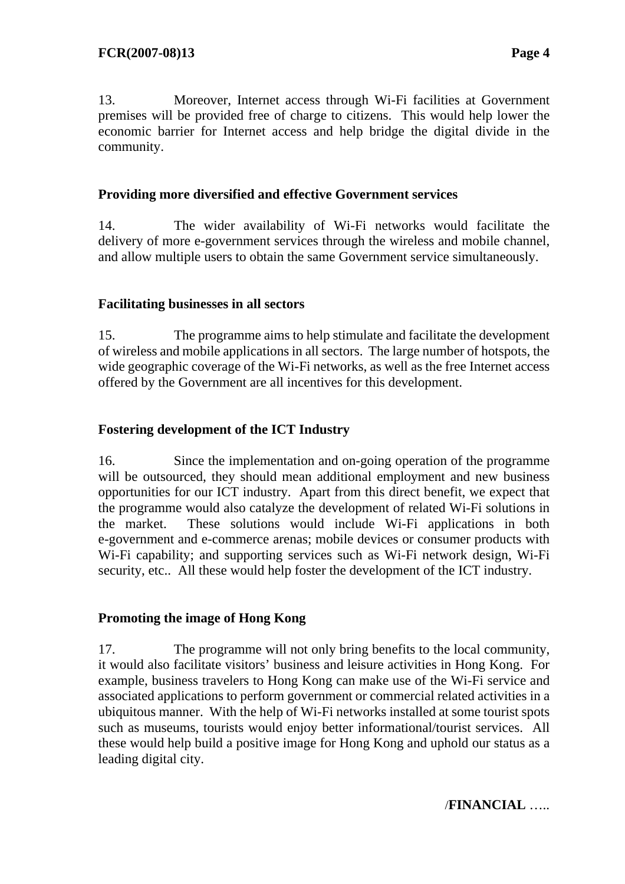13. Moreover, Internet access through Wi-Fi facilities at Government premises will be provided free of charge to citizens. This would help lower the economic barrier for Internet access and help bridge the digital divide in the community.

**Providing more diversified and effective Government services**

14. The wider availability of Wi-Fi networks would facilitate the delivery of more e-government services through the wireless and mobile channel, and allow multiple users to obtain the same Government service simultaneously.

**Facilitating businesses in all sectors**

15. The programme aims to help stimulate and facilitate the development of wireless and mobile applications in all sectors. The large number of hotspots, the wide geographic coverage of the Wi-Fi networks, as well as the free Internet access offered by the Government are all incentives for this development.

**Fostering development of the ICT Industry**

16. Since the implementation and on-going operation of the programme will be outsourced, they should mean additional employment and new business opportunities for our ICT industry. Apart from this direct benefit, we expect that the programme would also catalyze the development of related Wi-Fi solutions in the market. These solutions would include Wi-Fi applications in both e-government and e-commerce arenas; mobile devices or consumer products with Wi-Fi capability; and supporting services such as Wi-Fi network design, Wi-Fi security, etc.. All these would help foster the development of the ICT industry.

**Promoting the image of Hong Kong**

17. The programme will not only bring benefits to the local community, it would also facilitate visitors' business and leisure activities in Hong Kong. For example, business travelers to Hong Kong can make use of the Wi-Fi service and associated applications to perform government or commercial related activities in a ubiquitous manner. With the help of Wi-Fi networks installed at some tourist spots such as museums, tourists would enjoy better informational/tourist services. All these would help build a positive image for Hong Kong and uphold our status as a leading digital city.

/**FINANCIAL** …..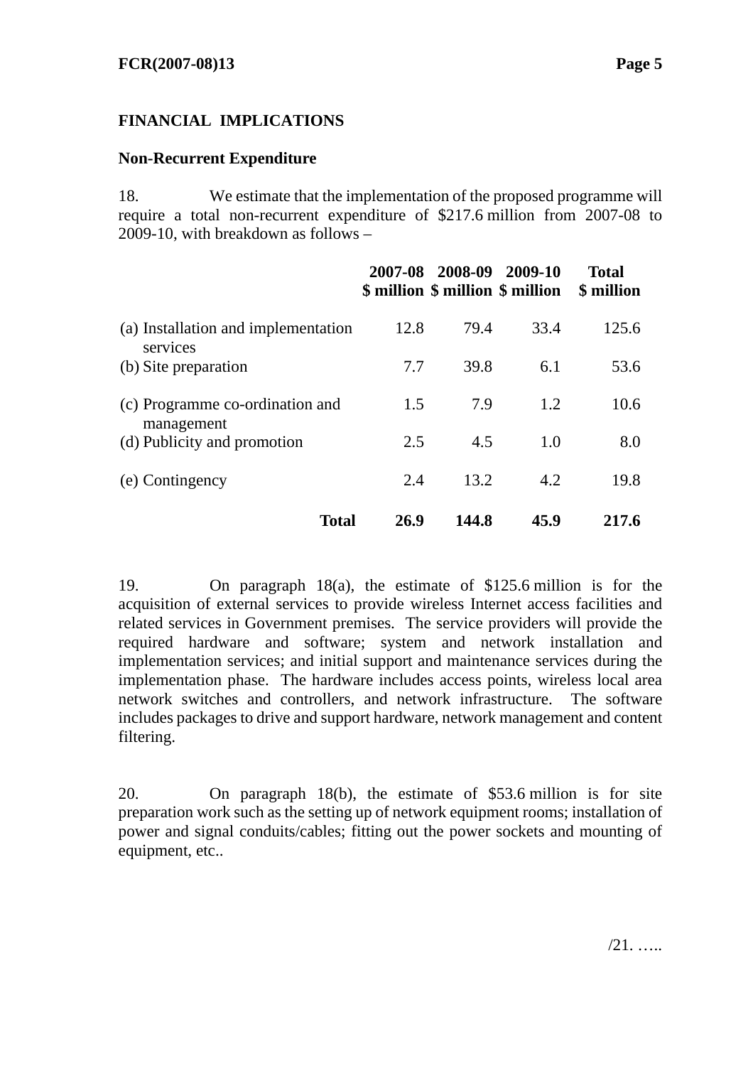## FINANCIAL IMPLICATIONS

### Non-Recurrent Expenditure

18. We estimate that the implementation of the proposed programme will require a total non-recurrent expenditure of $217.6 million from 2007-08 to 2009-10, with breakdown as follows –

| | 2007-08 $ million | 2008-09 $ million | 2009-10 $ million | Total $ million |
|---|---|---|---|---|
| (a) Installation and implementation services | 12.8 | 79.4 | 33.4 | 125.6 |
| (b) Site preparation | 7.7 | 39.8 | 6.1 | 53.6 |
| (c) Programme co-ordination and management | 1.5 | 7.9 | 1.2 | 10.6 |
| (d) Publicity and promotion | 2.5 | 4.5 | 1.0 | 8.0 |
| (e) Contingency | 2.4 | 13.2 | 4.2 | 19.8 |
| **Total** | **26.9** | **144.8** | **45.9** | **217.6** |

19. On paragraph 18(a), the estimate of $125.6 million is for the acquisition of external services to provide wireless Internet access facilities and related services in Government premises. The service providers will provide the required hardware and software; system and network installation and implementation services; and initial support and maintenance services during the implementation phase. The hardware includes access points, wireless local area network switches and controllers, and network infrastructure. The software includes packages to drive and support hardware, network management and content filtering.

20. On paragraph 18(b), the estimate of $53.6 million is for site preparation work such as the setting up of network equipment rooms; installation of power and signal conduits/cables; fitting out the power sockets and mounting of equipment, etc..

/21. …..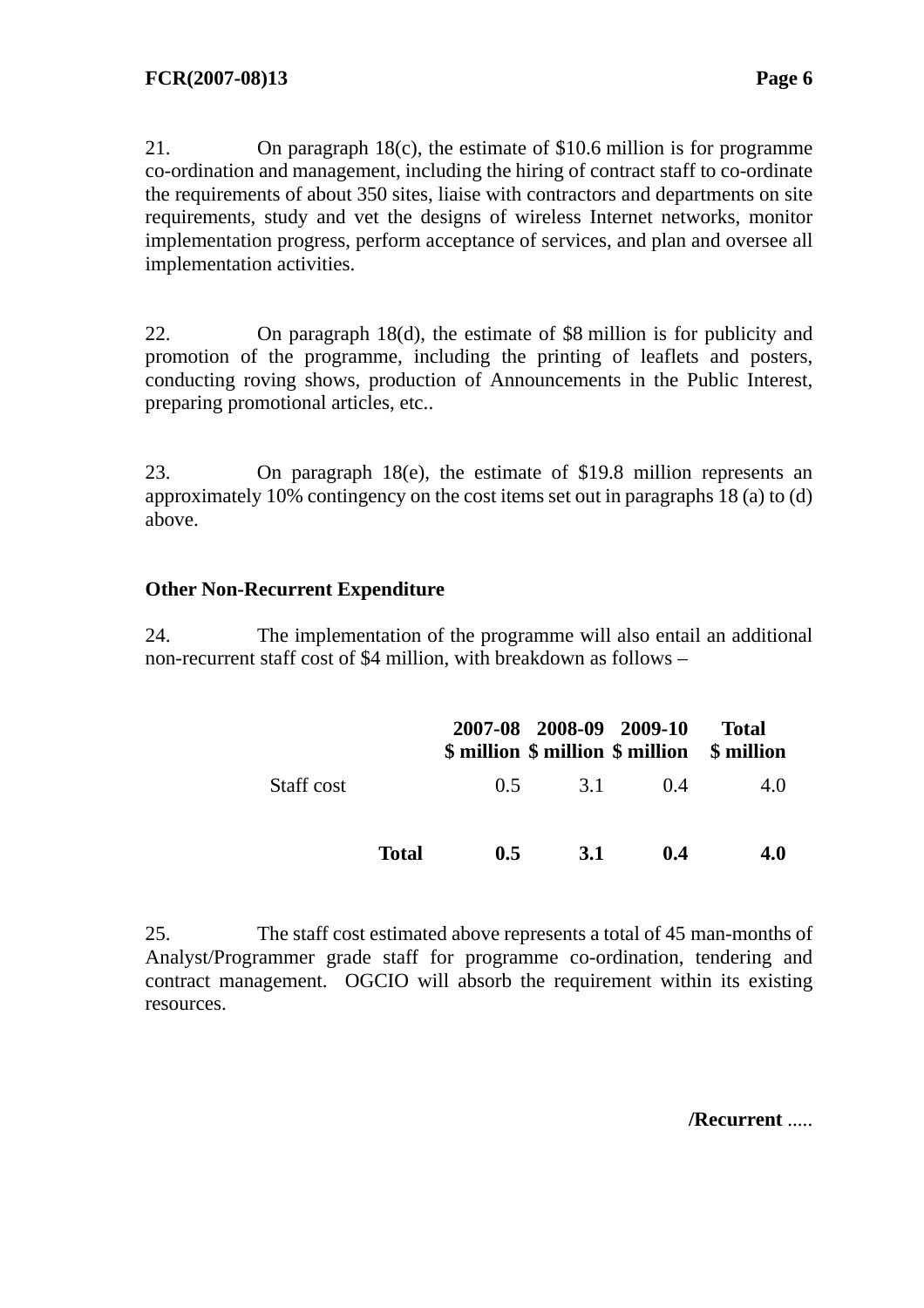21. On paragraph 18(c), the estimate of $10.6 million is for programme co-ordination and management, including the hiring of contract staff to co-ordinate the requirements of about 350 sites, liaise with contractors and departments on site requirements, study and vet the designs of wireless Internet networks, monitor implementation progress, perform acceptance of services, and plan and oversee all implementation activities.

22. On paragraph 18(d), the estimate of $8 million is for publicity and promotion of the programme, including the printing of leaflets and posters, conducting roving shows, production of Announcements in the Public Interest, preparing promotional articles, etc..

23. On paragraph 18(e), the estimate of $19.8 million represents an approximately 10% contingency on the cost items set out in paragraphs 18 (a) to (d) above.

**Other Non-Recurrent Expenditure**

24. The implementation of the programme will also entail an additional non-recurrent staff cost of $4 million, with breakdown as follows –

| | 2007-08 $ million | 2008-09 $ million | 2009-10 $ million | Total $ million |
|---|---|---|---|---|
| Staff cost | 0.5 | 3.1 | 0.4 | 4.0 |
| **Total** | **0.5** | **3.1** | **0.4** | **4.0** |

25. The staff cost estimated above represents a total of 45 man-months of Analyst/Programmer grade staff for programme co-ordination, tendering and contract management. OGCIO will absorb the requirement within its existing resources.

**/Recurrent** .....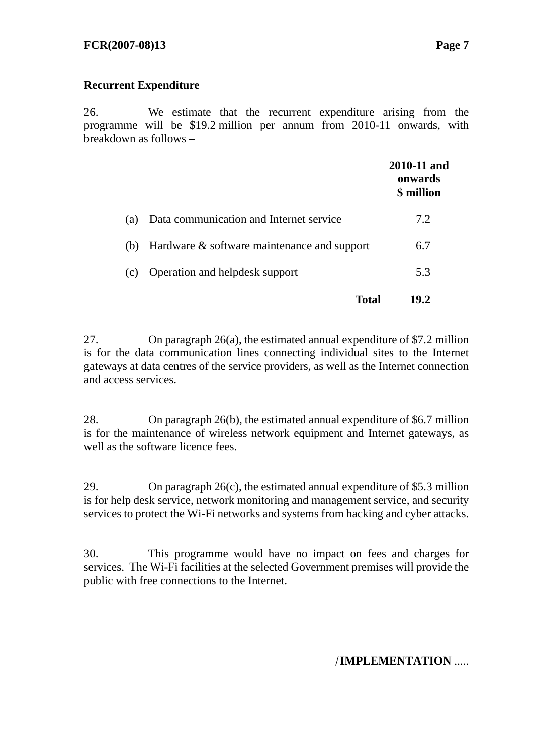**Recurrent Expenditure**

26. We estimate that the recurrent expenditure arising from the programme will be $19.2 million per annum from 2010-11 onwards, with breakdown as follows –

| | | 2010-11 and onwards $ million |
|---|---|---|
| (a) | Data communication and Internet service | 7.2 |
| (b) | Hardware & software maintenance and support | 6.7 |
| (c) | Operation and helpdesk support | 5.3 |
| | **Total** | **19.2** |

27. On paragraph 26(a), the estimated annual expenditure of $7.2 million is for the data communication lines connecting individual sites to the Internet gateways at data centres of the service providers, as well as the Internet connection and access services.

28. On paragraph 26(b), the estimated annual expenditure of $6.7 million is for the maintenance of wireless network equipment and Internet gateways, as well as the software licence fees.

29. On paragraph 26(c), the estimated annual expenditure of $5.3 million is for help desk service, network monitoring and management service, and security services to protect the Wi-Fi networks and systems from hacking and cyber attacks.

30. This programme would have no impact on fees and charges for services. The Wi-Fi facilities at the selected Government premises will provide the public with free connections to the Internet.

/**IMPLEMENTATION** .....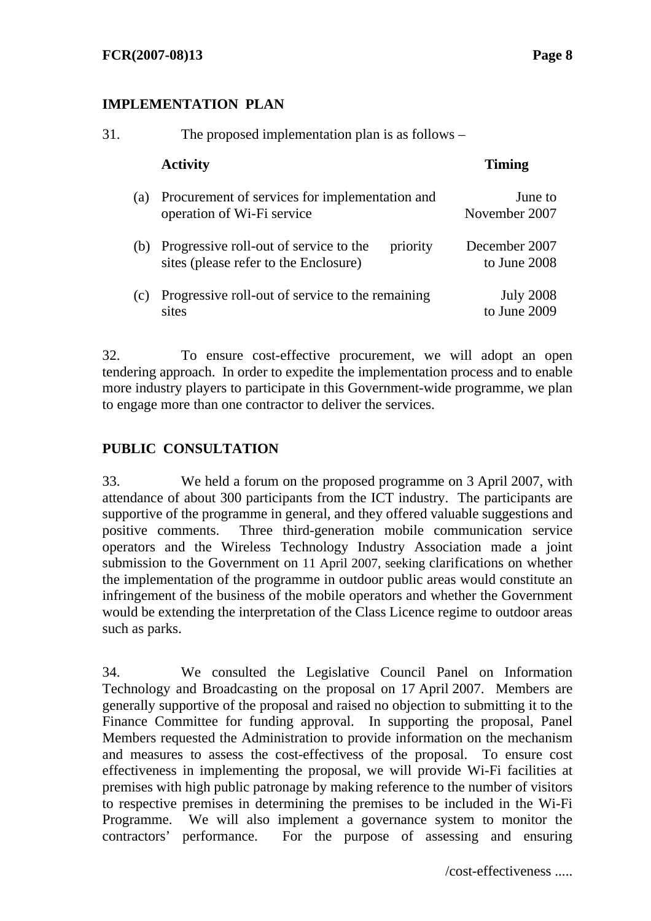## IMPLEMENTATION PLAN

31. The proposed implementation plan is as follows –

| | Activity | Timing |
|---|---|---|
| (a) | Procurement of services for implementation and operation of Wi-Fi service | June to November 2007 |
| (b) | Progressive roll-out of service to the priority sites (please refer to the Enclosure) | December 2007 to June 2008 |
| (c) | Progressive roll-out of service to the remaining sites | July 2008 to June 2009 |

32. To ensure cost-effective procurement, we will adopt an open tendering approach. In order to expedite the implementation process and to enable more industry players to participate in this Government-wide programme, we plan to engage more than one contractor to deliver the services.

## PUBLIC CONSULTATION

33. We held a forum on the proposed programme on 3 April 2007, with attendance of about 300 participants from the ICT industry. The participants are supportive of the programme in general, and they offered valuable suggestions and positive comments. Three third-generation mobile communication service operators and the Wireless Technology Industry Association made a joint submission to the Government on 11 April 2007, seeking clarifications on whether the implementation of the programme in outdoor public areas would constitute an infringement of the business of the mobile operators and whether the Government would be extending the interpretation of the Class Licence regime to outdoor areas such as parks.

34. We consulted the Legislative Council Panel on Information Technology and Broadcasting on the proposal on 17 April 2007. Members are generally supportive of the proposal and raised no objection to submitting it to the Finance Committee for funding approval. In supporting the proposal, Panel Members requested the Administration to provide information on the mechanism and measures to assess the cost-effectivess of the proposal. To ensure cost effectiveness in implementing the proposal, we will provide Wi-Fi facilities at premises with high public patronage by making reference to the number of visitors to respective premises in determining the premises to be included in the Wi-Fi Programme. We will also implement a governance system to monitor the contractors' performance. For the purpose of assessing and ensuring

/cost-effectiveness .....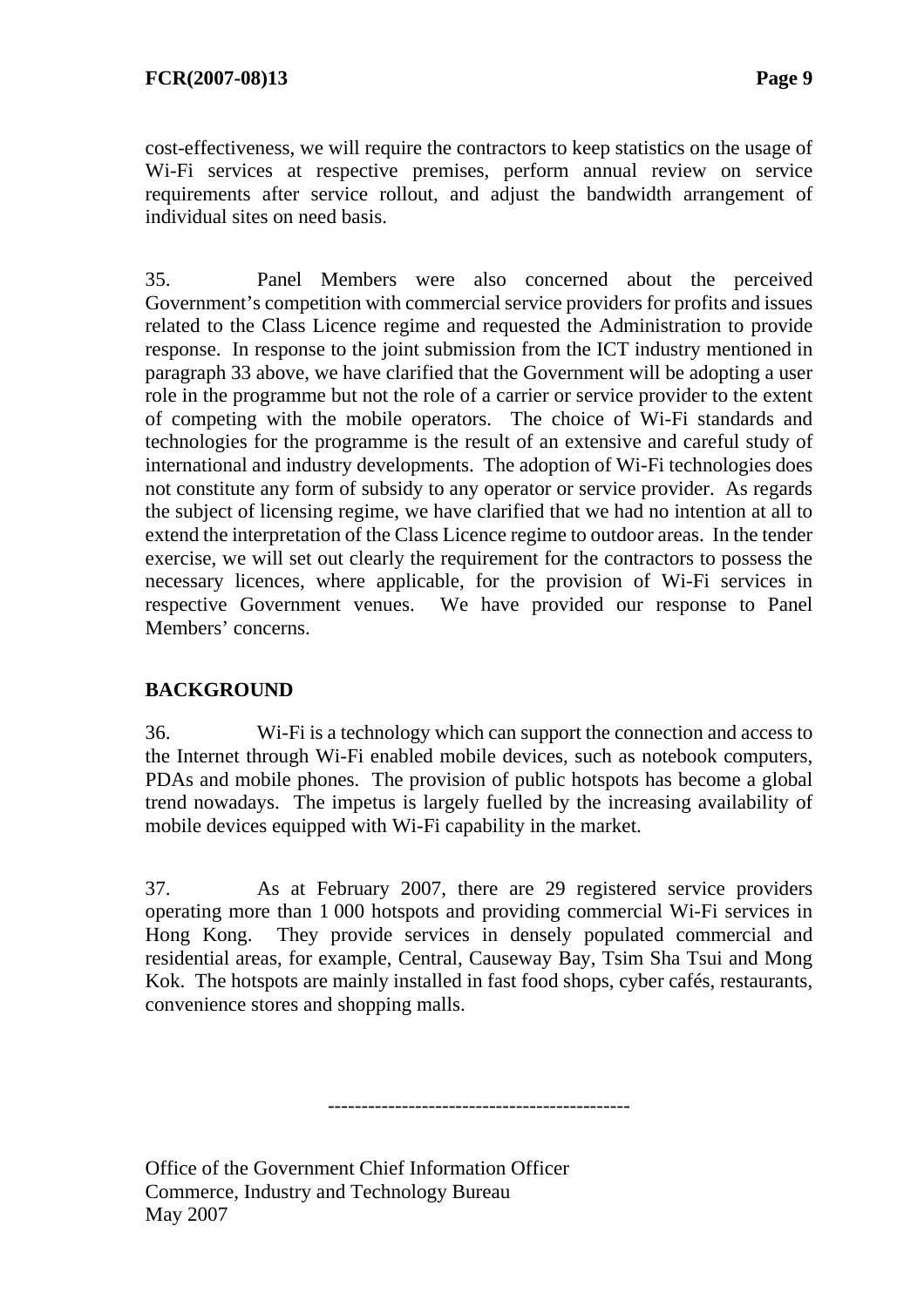cost-effectiveness, we will require the contractors to keep statistics on the usage of Wi-Fi services at respective premises, perform annual review on service requirements after service rollout, and adjust the bandwidth arrangement of individual sites on need basis.

35. Panel Members were also concerned about the perceived Government's competition with commercial service providers for profits and issues related to the Class Licence regime and requested the Administration to provide response. In response to the joint submission from the ICT industry mentioned in paragraph 33 above, we have clarified that the Government will be adopting a user role in the programme but not the role of a carrier or service provider to the extent of competing with the mobile operators. The choice of Wi-Fi standards and technologies for the programme is the result of an extensive and careful study of international and industry developments. The adoption of Wi-Fi technologies does not constitute any form of subsidy to any operator or service provider. As regards the subject of licensing regime, we have clarified that we had no intention at all to extend the interpretation of the Class Licence regime to outdoor areas. In the tender exercise, we will set out clearly the requirement for the contractors to possess the necessary licences, where applicable, for the provision of Wi-Fi services in respective Government venues. We have provided our response to Panel Members' concerns.

## BACKGROUND

36. Wi-Fi is a technology which can support the connection and access to the Internet through Wi-Fi enabled mobile devices, such as notebook computers, PDAs and mobile phones. The provision of public hotspots has become a global trend nowadays. The impetus is largely fuelled by the increasing availability of mobile devices equipped with Wi-Fi capability in the market.

37. As at February 2007, there are 29 registered service providers operating more than 1 000 hotspots and providing commercial Wi-Fi services in Hong Kong. They provide services in densely populated commercial and residential areas, for example, Central, Causeway Bay, Tsim Sha Tsui and Mong Kok. The hotspots are mainly installed in fast food shops, cyber cafés, restaurants, convenience stores and shopping malls.

---

Office of the Government Chief Information Officer
Commerce, Industry and Technology Bureau
May 2007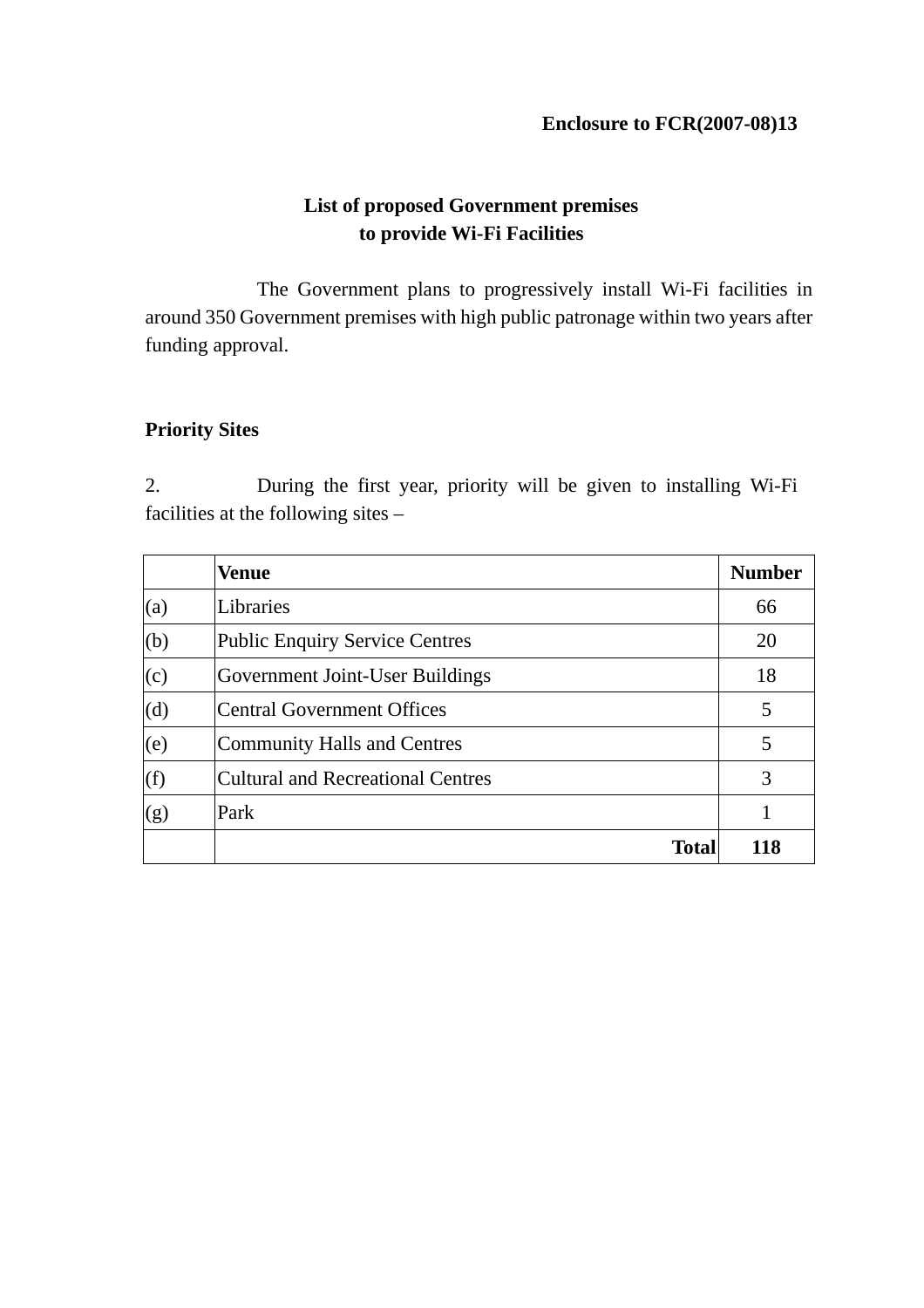**Enclosure to FCR(2007-08)13**

# List of proposed Government premises to provide Wi-Fi Facilities

The Government plans to progressively install Wi-Fi facilities in around 350 Government premises with high public patronage within two years after funding approval.

## Priority Sites

2. During the first year, priority will be given to installing Wi-Fi facilities at the following sites –

| | **Venue** | **Number** |
|---|---|---|
| (a) | Libraries | 66 |
| (b) | Public Enquiry Service Centres | 20 |
| (c) | Government Joint-User Buildings | 18 |
| (d) | Central Government Offices | 5 |
| (e) | Community Halls and Centres | 5 |
| (f) | Cultural and Recreational Centres | 3 |
| (g) | Park | 1 |
| | **Total** | **118** |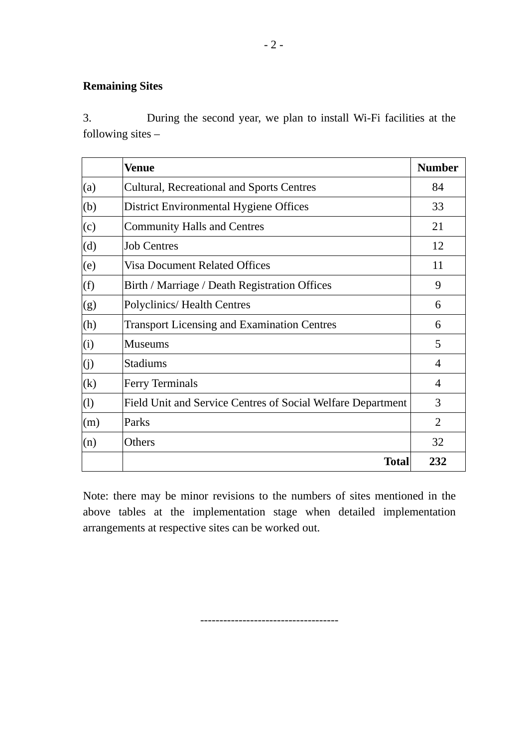**Remaining Sites**

3. During the second year, we plan to install Wi-Fi facilities at the following sites –

| | Venue | Number |
|---|---|---|
| (a) | Cultural, Recreational and Sports Centres | 84 |
| (b) | District Environmental Hygiene Offices | 33 |
| (c) | Community Halls and Centres | 21 |
| (d) | Job Centres | 12 |
| (e) | Visa Document Related Offices | 11 |
| (f) | Birth / Marriage / Death Registration Offices | 9 |
| (g) | Polyclinics/ Health Centres | 6 |
| (h) | Transport Licensing and Examination Centres | 6 |
| (i) | Museums | 5 |
| (j) | Stadiums | 4 |
| (k) | Ferry Terminals | 4 |
| (l) | Field Unit and Service Centres of Social Welfare Department | 3 |
| (m) | Parks | 2 |
| (n) | Others | 32 |
| | **Total** | **232** |

Note: there may be minor revisions to the numbers of sites mentioned in the above tables at the implementation stage when detailed implementation arrangements at respective sites can be worked out.

-----------------------------------